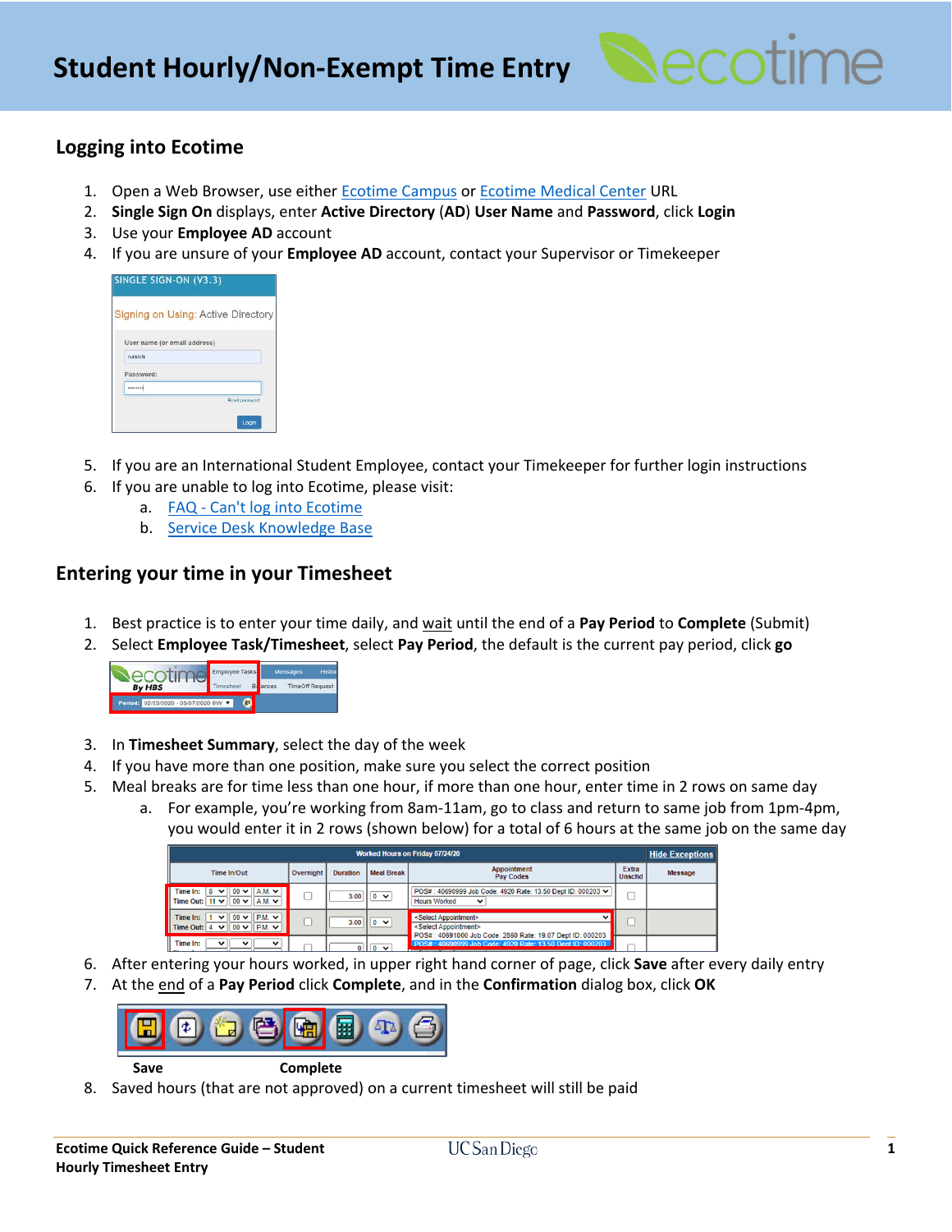# Student Hourly/Non-Exempt Time Entry

## Logging into Ecotime

1. Open a Web Browser, use either Ecotime Campus or Ecotime Medical Center URL
2. **Single Sign On** displays, enter **Active Directory** (**AD**) **User Name** and **Password**, click **Login**
3. Use your **Employee AD** account
4. If you are unsure of your **Employee AD** account, contact your Supervisor or Timekeeper

5. If you are an International Student Employee, contact your Timekeeper for further login instructions
6. If you are unable to log into Ecotime, please visit:
   a. FAQ - Can't log into Ecotime
   b. Service Desk Knowledge Base

## Entering your time in your Timesheet

1. Best practice is to enter your time daily, and wait until the end of a **Pay Period** to **Complete** (Submit)
2. Select **Employee Task/Timesheet**, select **Pay Period**, the default is the current pay period, click **go**

3. In **Timesheet Summary**, select the day of the week
4. If you have more than one position, make sure you select the correct position
5. Meal breaks are for time less than one hour, if more than one hour, enter time in 2 rows on same day
   a. For example, you're working from 8am-11am, go to class and return to same job from 1pm-4pm, you would enter it in 2 rows (shown below) for a total of 6 hours at the same job on the same day

6. After entering your hours worked, in upper right hand corner of page, click **Save** after every daily entry
7. At the end of a **Pay Period** click **Complete**, and in the **Confirmation** dialog box, click **OK**

**Save** **Complete**

8. Saved hours (that are not approved) on a current timesheet will still be paid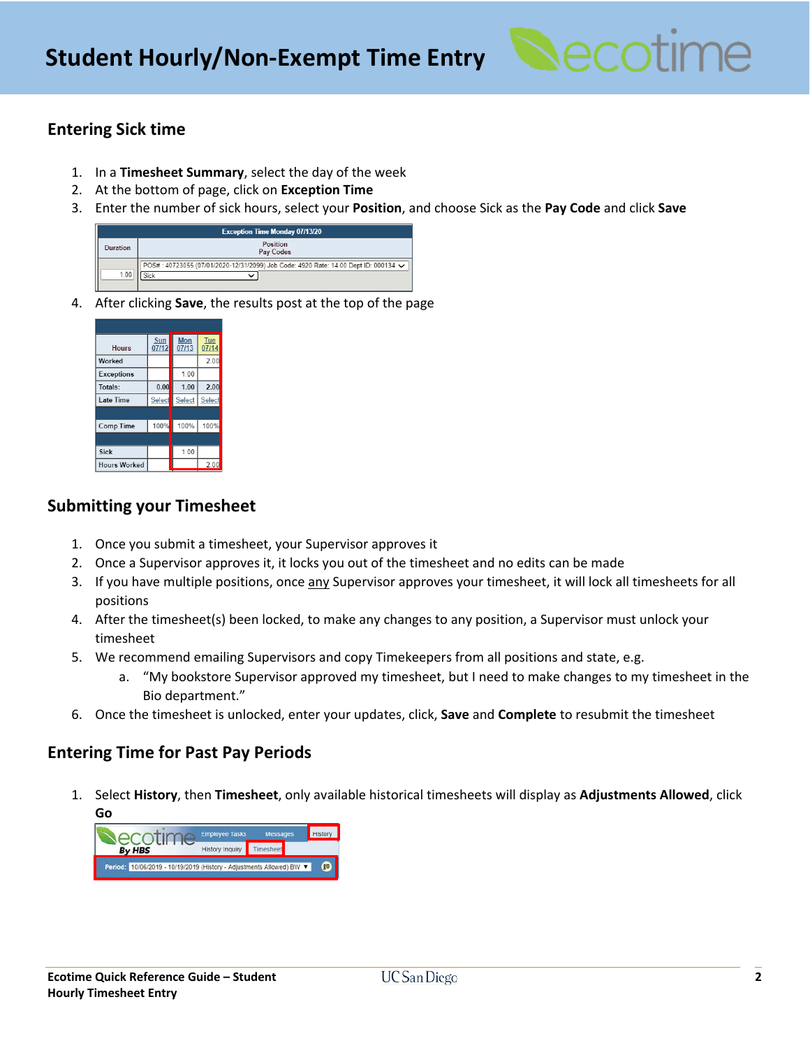## Entering Sick time

1. In a **Timesheet Summary**, select the day of the week
2. At the bottom of page, click on **Exception Time**
3. Enter the number of sick hours, select your **Position**, and choose Sick as the **Pay Code** and click **Save**

| Exception Time Monday 07/13/20 | |
|---|---|
| Duration | Position<br>Pay Codes |
| 1.00 | POS# : 40723055 (07/01/2020-12/31/2099) Job Code: 4920 Rate: 14.00 Dept ID: 000134<br>Sick |

4. After clicking **Save**, the results post at the top of the page

| Hours | Sun 07/12 | Mon 07/13 | Tue 07/14 |
|---|---|---|---|
| Worked | | | 2.00 |
| Exceptions | | 1.00 | |
| Totals: | 0.00 | 1.00 | 2.00 |
| Late Time | Select | Select | Select |
| Comp Time | 100% | 100% | 100% |
| Sick | | 1.00 | |
| Hours Worked | | | 2.00 |

## Submitting your Timesheet

1. Once you submit a timesheet, your Supervisor approves it
2. Once a Supervisor approves it, it locks you out of the timesheet and no edits can be made
3. If you have multiple positions, once <u>any</u> Supervisor approves your timesheet, it will lock all timesheets for all positions
4. After the timesheet(s) been locked, to make any changes to any position, a Supervisor must unlock your timesheet
5. We recommend emailing Supervisors and copy Timekeepers from all positions and state, e.g.
   a. "My bookstore Supervisor approved my timesheet, but I need to make changes to my timesheet in the Bio department."
6. Once the timesheet is unlocked, enter your updates, click, **Save** and **Complete** to resubmit the timesheet

## Entering Time for Past Pay Periods

1. Select **History**, then **Timesheet**, only available historical timesheets will display as **Adjustments Allowed**, click **Go**

ecotime By HBS — Employee Tasks | Messages | History
History Inquiry | Timesheet
Period: 10/06/2019 - 10/19/2019 (History - Adjustments Allowed) BW — go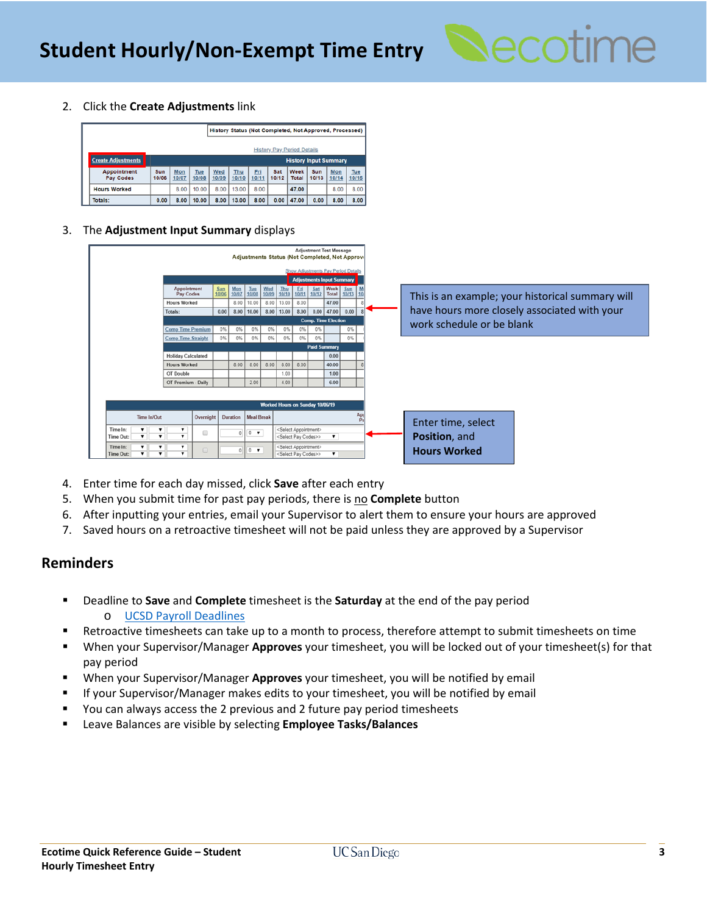# Student Hourly/Non-Exempt Time Entry

2. Click the **Create Adjustments** link

History Status (Not Completed, Not Approved, Processed)

History Pay Period Details

| Create Adjustments | History Input Summary | | | | | | | | | | | |
|---|---|---|---|---|---|---|---|---|---|---|---|---|
| Appointment Pay Codes | Sun 10/06 | Mon 10/07 | Tue 10/08 | Wed 10/09 | Thu 10/10 | Fri 10/11 | Sat 10/12 | Week Total | Sun 10/13 | Mon 10/14 | Tue 10/15 |
| Hours Worked | | 8.00 | 10.00 | 8.00 | 13.00 | 8.00 | | 47.00 | | 8.00 | 8.00 |
| Totals: | 0.00 | 8.00 | 10.00 | 8.00 | 13.00 | 8.00 | 0.00 | 47.00 | 0.00 | 8.00 | 8.00 |

3. The **Adjustment Input Summary** displays

This is an example; your historical summary will have hours more closely associated with your work schedule or be blank

Enter time, select **Position**, and **Hours Worked**

4. Enter time for each day missed, click **Save** after each entry
5. When you submit time for past pay periods, there is no **Complete** button
6. After inputting your entries, email your Supervisor to alert them to ensure your hours are approved
7. Saved hours on a retroactive timesheet will not be paid unless they are approved by a Supervisor

## Reminders

- Deadline to **Save** and **Complete** timesheet is the **Saturday** at the end of the pay period
    - UCSD Payroll Deadlines
- Retroactive timesheets can take up to a month to process, therefore attempt to submit timesheets on time
- When your Supervisor/Manager **Approves** your timesheet, you will be locked out of your timesheet(s) for that pay period
- When your Supervisor/Manager **Approves** your timesheet, you will be notified by email
- If your Supervisor/Manager makes edits to your timesheet, you will be notified by email
- You can always access the 2 previous and 2 future pay period timesheets
- Leave Balances are visible by selecting **Employee Tasks/Balances**